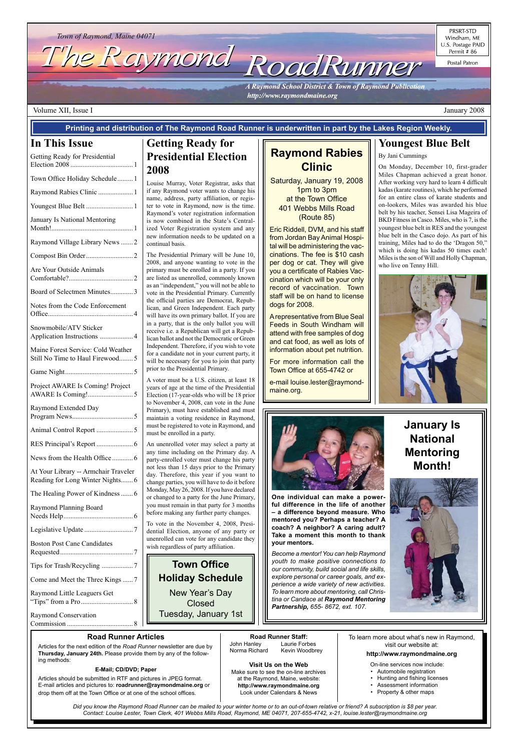Town of Raymond, Maine 04071

# The Raymond RoadRunner

*A Raymond School District & Town of Raymond Publication*
*http://www.raymondmaine.org*

PRSRT-STD
Windham, ME
U.S. Postage PAID
Permit # 86

Postal Patron

Volume XII, Issue I — January 2008

**Printing and distribution of The Raymond Road Runner is underwritten in part by the Lakes Region Weekly.**

## In This Issue

- Getting Ready for Presidential Election 2008 .......... 1
- Town Office Holiday Schedule .......... 1
- Raymond Rabies Clinic .......... 1
- Youngest Blue Belt .......... 1
- January Is National Mentoring Month! .......... 1
- Raymond Village Library News .......... 2
- Compost Bin Order .......... 2
- Are Your Outside Animals Comfortable? .......... 2
- Board of Selectmen Minutes .......... 3
- Notes from the Code Enforcement Office .......... 4
- Snowmobile/ATV Sticker Application Instructions .......... 4
- Maine Forest Service: Cold Weather Still No Time to Haul Firewood .......... 5
- Game Night .......... 5
- Project AWARE Is Coming! Project AWARE Is Coming! .......... 5
- Raymond Extended Day Program News .......... 5
- Animal Control Report .......... 5
- RES Principal's Report .......... 6
- News from the Health Office .......... 6
- At Your Library -- Armchair Traveler Reading for Long Winter Nights .......... 6
- The Healing Power of Kindness .......... 6
- Raymond Planning Board Needs Help .......... 6
- Legislative Update .......... 7
- Boston Post Cane Candidates Requested .......... 7
- Tips for Trash/Recycling .......... 7
- Come and Meet the Three Kings .......... 7
- Raymond Little Leaguers Get "Tips" from a Pro .......... 8
- Raymond Conservation Commission .......... 8

## Getting Ready for Presidential Election 2008

Louise Murray, Voter Registrar, asks that if any Raymond voter wants to change his name, address, party affiliation, or register to vote in Raymond, now is the time. Raymond's voter registration information is now combined in the State's Centralized Voter Registration system and any new information needs to be updated on a continual basis.

The Presidential Primary will be June 10, 2008, and anyone wanting to vote in the primary must be enrolled in a party. If you are listed as unenrolled, commonly known as an "independent," you will not be able to vote in the Presidential Primary. Currently the official parties are Democrat, Republican, and Green Independent. Each party will have its own primary ballot. If you are in a party, that is the only ballot you will receive i.e. a Republican will get a Republican ballot and not the Democratic or Green Independent. Therefore, if you wish to vote for a candidate not in your current party, it will be necessary for you to join that party prior to the Presidential Primary.

A voter must be a U.S. citizen, at least 18 years of age at the time of the Presidential Election (17-year-olds who will be 18 prior to November 4, 2008, can vote in the June Primary), must have established and must maintain a voting residence in Raymond, must be registered to vote in Raymond, and must be enrolled in a party.

An unenrolled voter may select a party at any time including on the Primary day. A party-enrolled voter must change his party not less than 15 days prior to the Primary day. Therefore, this year if you want to change parties, you will have to do it before Monday, May 26, 2008. If you have declared or changed to a party for the June Primary, you must remain in that party for 3 months before making any further party changes.

To vote in the November 4, 2008, Presidential Election, anyone of any party or unenrolled can vote for any candidate they wish regardless of party affiliation.

## Town Office Holiday Schedule

New Year's Day
Closed
Tuesday, January 1st

## Raymond Rabies Clinic

Saturday, January 19, 2008
1pm to 3pm
at the Town Office
401 Webbs Mills Road
(Route 85)

Eric Riddell, DVM, and his staff from Jordan Bay Animal Hospital will be administering the vaccinations. The fee is $10 cash per dog or cat. They will give you a certificate of Rabies Vaccination which will be your only record of vaccination. Town staff will be on hand to license dogs for 2008.

A representative from Blue Seal Feeds in South Windham will attend with free samples of dog and cat food, as well as lots of information about pet nutrition.

For more information call the Town Office at 655-4742 or e-mail louise.lester@raymondmaine.org.

## Youngest Blue Belt

By Jani Cummings

On Monday, December 10, first-grader Miles Chapman achieved a great honor. After working very hard to learn 4 difficult kadas (karate routines), which he performed for an entire class of karate students and on-lookers, Miles was awarded his blue belt by his teacher, Sensei Lisa Mageira of BKD Fitness in Casco. Miles, who is 7, is the youngest blue belt in RES and the youngest blue belt in the Casco dojo. As part of his training, Miles had to do the 'Dragon 50," which is doing his kadas 50 times each! Miles is the son of Will and Holly Chapman, who live on Tenny Hill.

## January Is National Mentoring Month!

**One individual can make a powerful difference in the life of another – a difference beyond measure. Who mentored you? Perhaps a teacher? A coach? A neighbor? A caring adult? Take a moment this month to thank your mentors.**

*Become a mentor! You can help Raymond youth to make positive connections to our community, build social and life skills, explore personal or career goals, and experience a wide variety of new activities. To learn more about mentoring, call Christina or Candace at **Raymond Mentoring Partnership**, 655- 8672, ext. 107.*

### Road Runner Articles

Articles for the next edition of the *Road Runner* newsletter are due by **Thursday, January 24th.** Please provide them by any of the following methods:

**E-Mail; CD/DVD; Paper**

Articles should be submitted in RTF and pictures in JPEG format. E-mail articles and pictures to: **roadrunner@raymondmaine.org** or drop them off at the Town Office or at one of the school offices.

### Road Runner Staff:

John Hanley, Laurie Forbes, Norma Richard, Kevin Woodbrey

**Visit Us on the Web**

Make sure to see the on-line archives at the Raymond, Maine, website: **http://www.raymondmaine.org** Look under Calendars & News

To learn more about what's new in Raymond, visit our website at:

**http://www.raymondmaine.org**

On-line services now include:

- Automobile registration
- Hunting and fishing licenses
- Assessment information
- Property & other maps

*Did you know the Raymond Road Runner can be mailed to your winter home or to an out-of-town relative or friend? A subscription is $8 per year. Contact: Louise Lester, Town Clerk, 401 Webbs Mills Road, Raymond, ME 04071, 207-655-4742, x-21, louise.lester@raymondmaine.org*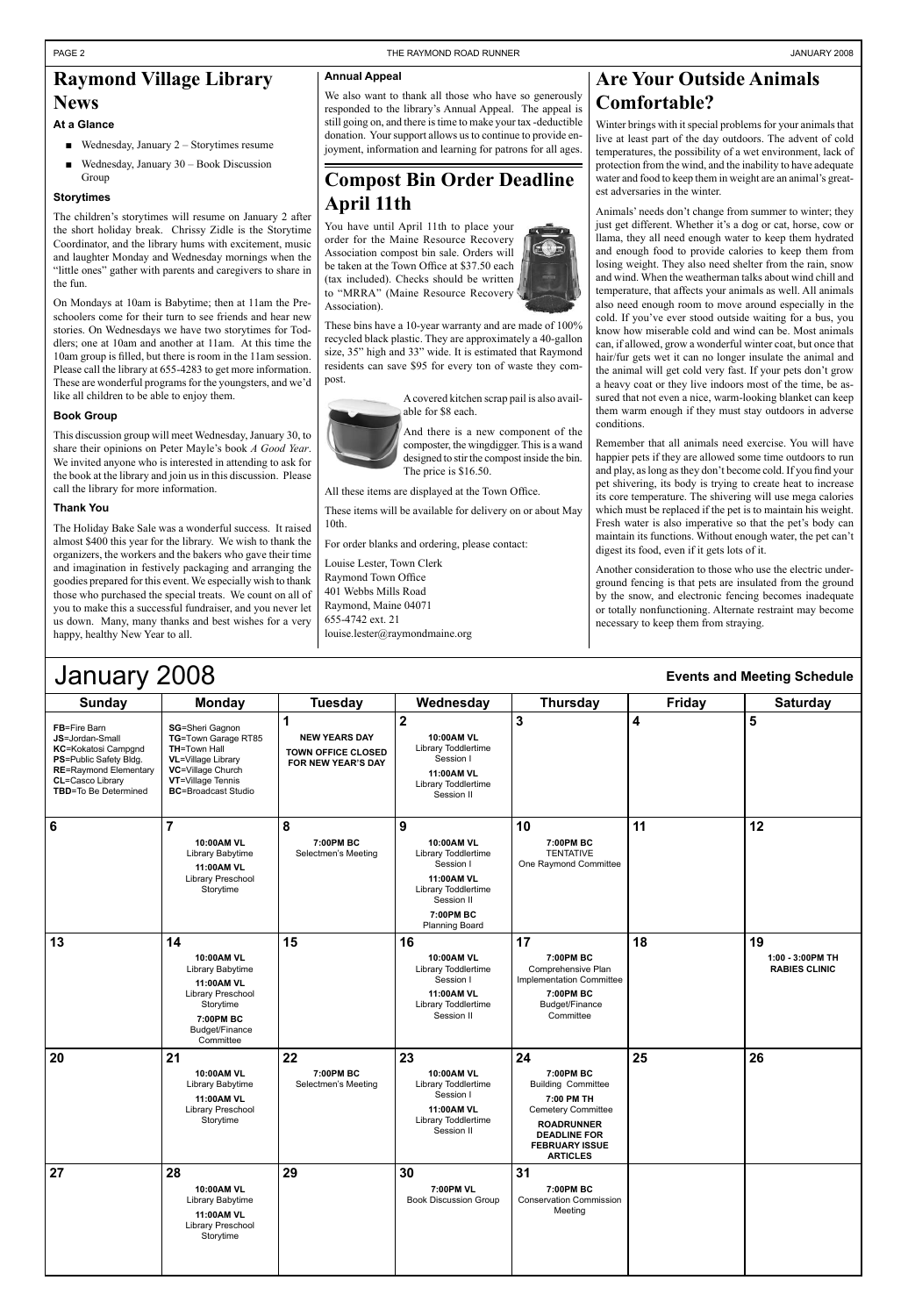# Raymond Village Library News

### At a Glance

- Wednesday, January 2 – Storytimes resume
- Wednesday, January 30 – Book Discussion Group

### Storytimes

The children's storytimes will resume on January 2 after the short holiday break. Chrissy Zidle is the Storytime Coordinator, and the library hums with excitement, music and laughter Monday and Wednesday mornings when the "little ones" gather with parents and caregivers to share in the fun.

On Mondays at 10am is Babytime; then at 11am the Preschoolers come for their turn to see friends and hear new stories. On Wednesdays we have two storytimes for Toddlers; one at 10am and another at 11am. At this time the 10am group is filled, but there is room in the 11am session. Please call the library at 655-4283 to get more information. These are wonderful programs for the youngsters, and we'd like all children to be able to enjoy them.

### Book Group

This discussion group will meet Wednesday, January 30, to share their opinions on Peter Mayle's book *A Good Year*. We invited anyone who is interested in attending to ask for the book at the library and join us in this discussion. Please call the library for more information.

### Thank You

The Holiday Bake Sale was a wonderful success. It raised almost $400 this year for the library. We wish to thank the organizers, the workers and the bakers who gave their time and imagination in festively packaging and arranging the goodies prepared for this event. We especially wish to thank those who purchased the special treats. We count on all of you to make this a successful fundraiser, and you never let us down. Many, many thanks and best wishes for a very happy, healthy New Year to all.

### Annual Appeal

We also want to thank all those who have so generously responded to the library's Annual Appeal. The appeal is still going on, and there is time to make your tax -deductible donation. Your support allows us to continue to provide enjoyment, information and learning for patrons for all ages.

# Compost Bin Order Deadline April 11th

You have until April 11th to place your order for the Maine Resource Recovery Association compost bin sale. Orders will be taken at the Town Office at $37.50 each (tax included). Checks should be written to "MRRA" (Maine Resource Recovery Association).

These bins have a 10-year warranty and are made of 100% recycled black plastic. They are approximately a 40-gallon size, 35" high and 33" wide. It is estimated that Raymond residents can save $95 for every ton of waste they compost.

A covered kitchen scrap pail is also available for $8 each.

And there is a new component of the composter, the wingdigger. This is a wand designed to stir the compost inside the bin. The price is $16.50.

All these items are displayed at the Town Office.

These items will be available for delivery on or about May 10th.

For order blanks and ordering, please contact:

Louise Lester, Town Clerk
Raymond Town Office
401 Webbs Mills Road
Raymond, Maine 04071
655-4742 ext. 21
louise.lester@raymondmaine.org

# Are Your Outside Animals Comfortable?

Winter brings with it special problems for your animals that live at least part of the day outdoors. The advent of cold temperatures, the possibility of a wet environment, lack of protection from the wind, and the inability to have adequate water and food to keep them in weight are an animal's greatest adversaries in the winter.

Animals' needs don't change from summer to winter; they just get different. Whether it's a dog or cat, horse, cow or llama, they all need enough water to keep them hydrated and enough food to provide calories to keep them from losing weight. They also need shelter from the rain, snow and wind. When the weatherman talks about wind chill and temperature, that affects your animals as well. All animals also need enough room to move around especially in the cold. If you've ever stood outside waiting for a bus, you know how miserable cold and wind can be. Most animals can, if allowed, grow a wonderful winter coat, but once that hair/fur gets wet it can no longer insulate the animal and the animal will get cold very fast. If your pets don't grow a heavy coat or they live indoors most of the time, be assured that not even a nice, warm-looking blanket can keep them warm enough if they must stay outdoors in adverse conditions.

Remember that all animals need exercise. You will have happier pets if they are allowed some time outdoors to run and play, as long as they don't become cold. If you find your pet shivering, its body is trying to create heat to increase its core temperature. The shivering will use mega calories which must be replaced if the pet is to maintain his weight. Fresh water is also imperative so that the pet's body can maintain its functions. Without enough water, the pet can't digest its food, even if it gets lots of it.

Another consideration to those who use the electric underground fencing is that pets are insulated from the ground by the snow, and electronic fencing becomes inadequate or totally nonfunctioning. Alternate restraint may become necessary to keep them from straying.

# January 2008

**Events and Meeting Schedule**

| Sunday | Monday | Tuesday | Wednesday | Thursday | Friday | Saturday |
|---|---|---|---|---|---|---|
| **FB**=Fire Barn<br>**JS**=Jordan-Small<br>**KC**=Kokatosi Campgnd<br>**PS**=Public Safety Bldg.<br>**RE**=Raymond Elementary<br>**CL**=Casco Library<br>**TBD**=To Be Determined | **SG**=Sheri Gagnon<br>**TG**=Town Garage RT85<br>**TH**=Town Hall<br>**VL**=Village Library<br>**VC**=Village Church<br>**VT**=Village Tennis<br>**BC**=Broadcast Studio | **1**<br>**NEW YEARS DAY**<br>**TOWN OFFICE CLOSED FOR NEW YEAR'S DAY** | **2**<br>**10:00AM VL** Library Toddlertime Session I<br>**11:00AM VL** Library Toddlertime Session II | **3** | **4** | **5** |
| **6** | **7**<br>**10:00AM VL** Library Babytime<br>**11:00AM VL** Library Preschool Storytime | **8**<br>**7:00PM BC** Selectmen's Meeting | **9**<br>**10:00AM VL** Library Toddlertime Session I<br>**11:00AM VL** Library Toddlertime Session II<br>**7:00PM BC** Planning Board | **10**<br>**7:00PM BC** TENTATIVE One Raymond Committee | **11** | **12** |
| **13** | **14**<br>**10:00AM VL** Library Babytime<br>**11:00AM VL** Library Preschool Storytime<br>**7:00PM BC** Budget/Finance Committee | **15** | **16**<br>**10:00AM VL** Library Toddlertime Session I<br>**11:00AM VL** Library Toddlertime Session II | **17**<br>**7:00PM BC** Comprehensive Plan Implementation Committee<br>**7:00PM BC** Budget/Finance Committee | **18** | **19**<br>**1:00 - 3:00PM TH RABIES CLINIC** |
| **20** | **21**<br>**10:00AM VL** Library Babytime<br>**11:00AM VL** Library Preschool Storytime | **22**<br>**7:00PM BC** Selectmen's Meeting | **23**<br>**10:00AM VL** Library Toddlertime Session I<br>**11:00AM VL** Library Toddlertime Session II | **24**<br>**7:00PM BC** Building Committee<br>**7:00 PM TH** Cemetery Committee<br>**ROADRUNNER DEADLINE FOR FEBRUARY ISSUE ARTICLES** | **25** | **26** |
| **27** | **28**<br>**10:00AM VL** Library Babytime<br>**11:00AM VL** Library Preschool Storytime | **29** | **30**<br>**7:00PM VL** Book Discussion Group | **31**<br>**7:00PM BC** Conservation Commission Meeting | | |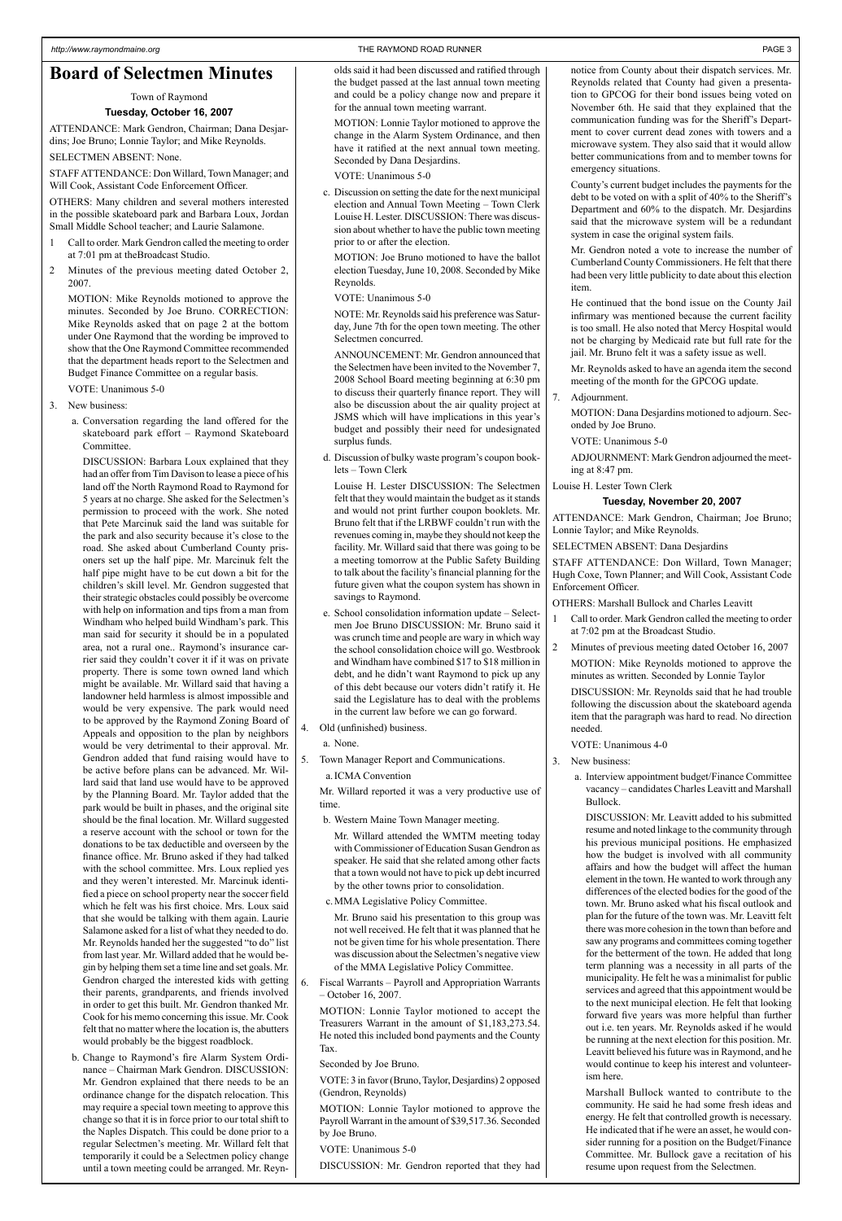# Board of Selectmen Minutes

Town of Raymond

**Tuesday, October 16, 2007**

ATTENDANCE: Mark Gendron, Chairman; Dana Desjardins; Joe Bruno; Lonnie Taylor; and Mike Reynolds.

SELECTMEN ABSENT: None.

STAFF ATTENDANCE: Don Willard, Town Manager; and Will Cook, Assistant Code Enforcement Officer.

OTHERS: Many children and several mothers interested in the possible skateboard park and Barbara Loux, Jordan Small Middle School teacher; and Laurie Salamone.

1 Call to order. Mark Gendron called the meeting to order at 7:01 pm at theBroadcast Studio.

2 Minutes of the previous meeting dated October 2, 2007.

MOTION: Mike Reynolds motioned to approve the minutes. Seconded by Joe Bruno. CORRECTION: Mike Reynolds asked that on page 2 at the bottom under One Raymond that the wording be improved to show that the One Raymond Committee recommended that the department heads report to the Selectmen and Budget Finance Committee on a regular basis.

VOTE: Unanimous 5-0

3. New business:

a. Conversation regarding the land offered for the skateboard park effort – Raymond Skateboard Committee.

DISCUSSION: Barbara Loux explained that they had an offer from Tim Davison to lease a piece of his land off the North Raymond Road to Raymond for 5 years at no charge. She asked for the Selectmen's permission to proceed with the work. She noted that Pete Marcinuk said the land was suitable for the park and also security because it's close to the road. She asked about Cumberland County prisoners set up the half pipe. Mr. Marcinuk felt the half pipe might have to be cut down a bit for the children's skill level. Mr. Gendron suggested that their strategic obstacles could possibly be overcome with help on information and tips from a man from Windham who helped build Windham's park. This man said for security it should be in a populated area, not a rural one.. Raymond's insurance carrier said they couldn't cover it if it was on private property. There is some town owned land which might be available. Mr. Willard said that having a landowner held harmless is almost impossible and would be very expensive. The park would need to be approved by the Raymond Zoning Board of Appeals and opposition to the plan by neighbors would be very detrimental to their approval. Mr. Gendron added that fund raising would have to be active before plans can be advanced. Mr. Willard said that land use would have to be approved by the Planning Board. Mr. Taylor added that the park would be built in phases, and the original site should be the final location. Mr. Willard suggested a reserve account with the school or town for the donations to be tax deductible and overseen by the finance office. Mr. Bruno asked if they had talked with the school committee. Mrs. Loux replied yes and they weren't interested. Mr. Marcinuk identified a piece on school property near the soccer field which he felt was his first choice. Mrs. Loux said that she would be talking with them again. Laurie Salamone asked for a list of what they needed to do. Mr. Reynolds handed her the suggested "to do" list from last year. Mr. Willard added that he would begin by helping them set a time line and set goals. Mr. Gendron charged the interested kids with getting their parents, grandparents, and friends involved in order to get this built. Mr. Gendron thanked Mr. Cook for his memo concerning this issue. Mr. Cook felt that no matter where the location is, the abutters would probably be the biggest roadblock.

b. Change to Raymond's fire Alarm System Ordinance – Chairman Mark Gendron. DISCUSSION: Mr. Gendron explained that there needs to be an ordinance change for the dispatch relocation. This may require a special town meeting to approve this change so that it is in force prior to our total shift to the Naples Dispatch. This could be done prior to a regular Selectmen's meeting. Mr. Willard felt that temporarily it could be a Selectmen policy change until a town meeting could be arranged. Mr. Reynolds said it had been discussed and ratified through the budget passed at the last annual town meeting and could be a policy change now and prepare it for the annual town meeting warrant.

MOTION: Lonnie Taylor motioned to approve the change in the Alarm System Ordinance, and then have it ratified at the next annual town meeting. Seconded by Dana Desjardins.

VOTE: Unanimous 5-0

c. Discussion on setting the date for the next municipal election and Annual Town Meeting – Town Clerk Louise H. Lester. DISCUSSION: There was discussion about whether to have the public town meeting prior to or after the election.

MOTION: Joe Bruno motioned to have the ballot election Tuesday, June 10, 2008. Seconded by Mike Reynolds.

VOTE: Unanimous 5-0

NOTE: Mr. Reynolds said his preference was Saturday, June 7th for the open town meeting. The other Selectmen concurred.

ANNOUNCEMENT: Mr. Gendron announced that the Selectmen have been invited to the November 7, 2008 School Board meeting beginning at 6:30 pm to discuss their quarterly finance report. They will also be discussion about the air quality project at JSMS which will have implications in this year's budget and possibly their need for undesignated surplus funds.

d. Discussion of bulky waste program's coupon booklets – Town Clerk

Louise H. Lester DISCUSSION: The Selectmen felt that they would maintain the budget as it stands and would not print further coupon booklets. Mr. Bruno felt that if the LRBWF couldn't run with the revenues coming in, maybe they should not keep the facility. Mr. Willard said that there was going to be a meeting tomorrow at the Public Safety Building to talk about the facility's financial planning for the future given what the coupon system has shown in savings to Raymond.

e. School consolidation information update – Selectmen Joe Bruno DISCUSSION: Mr. Bruno said it was crunch time and people are wary in which way the school consolidation choice will go. Westbrook and Windham have combined $17 to $18 million in debt, and he didn't want Raymond to pick up any of this debt because our voters didn't ratify it. He said the Legislature has to deal with the problems in the current law before we can go forward.

4. Old (unfinished) business.

a. None.

5. Town Manager Report and Communications.

a. ICMA Convention

Mr. Willard reported it was a very productive use of time.

b. Western Maine Town Manager meeting.

Mr. Willard attended the WMTM meeting today with Commissioner of Education Susan Gendron as speaker. He said that she related among other facts that a town would not have to pick up debt incurred by the other towns prior to consolidation.

c. MMA Legislative Policy Committee.

Mr. Bruno said his presentation to this group was not well received. He felt that it was planned that he not be given time for his whole presentation. There was discussion about the Selectmen's negative view of the MMA Legislative Policy Committee.

6. Fiscal Warrants – Payroll and Appropriation Warrants – October 16, 2007.

MOTION: Lonnie Taylor motioned to accept the Treasurers Warrant in the amount of $1,183,273.54. He noted this included bond payments and the County Tax.

Seconded by Joe Bruno.

VOTE: 3 in favor (Bruno, Taylor, Desjardins) 2 opposed (Gendron, Reynolds)

MOTION: Lonnie Taylor motioned to approve the Payroll Warrant in the amount of $39,517.36. Seconded by Joe Bruno.

VOTE: Unanimous 5-0

DISCUSSION: Mr. Gendron reported that they had notice from County about their dispatch services. Mr. Reynolds related that County had given a presentation to GPCOG for their bond issues being voted on November 6th. He said that they explained that the communication funding was for the Sheriff's Department to cover current dead zones with towers and a microwave system. They also said that it would allow better communications from and to member towns for emergency situations.

County's current budget includes the payments for the debt to be voted on with a split of 40% to the Sheriff's Department and 60% to the dispatch. Mr. Desjardins said that the microwave system will be a redundant system in case the original system fails.

Mr. Gendron noted a vote to increase the number of Cumberland County Commissioners. He felt that there had been very little publicity to date about this election item.

He continued that the bond issue on the County Jail infirmary was mentioned because the current facility is too small. He also noted that Mercy Hospital would not be charging by Medicaid rate but full rate for the jail. Mr. Bruno felt it was a safety issue as well.

Mr. Reynolds asked to have an agenda item the second meeting of the month for the GPCOG update.

7. Adjournment.

MOTION: Dana Desjardins motioned to adjourn. Seconded by Joe Bruno.

VOTE: Unanimous 5-0

ADJOURNMENT: Mark Gendron adjourned the meeting at 8:47 pm.

Louise H. Lester Town Clerk

**Tuesday, November 20, 2007**

ATTENDANCE: Mark Gendron, Chairman; Joe Bruno; Lonnie Taylor; and Mike Reynolds.

SELECTMEN ABSENT: Dana Desjardins

STAFF ATTENDANCE: Don Willard, Town Manager; Hugh Coxe, Town Planner; and Will Cook, Assistant Code Enforcement Officer.

OTHERS: Marshall Bullock and Charles Leavitt

1 Call to order. Mark Gendron called the meeting to order at 7:02 pm at the Broadcast Studio.

2 Minutes of previous meeting dated October 16, 2007

MOTION: Mike Reynolds motioned to approve the minutes as written. Seconded by Lonnie Taylor

DISCUSSION: Mr. Reynolds said that he had trouble following the discussion about the skateboard agenda item that the paragraph was hard to read. No direction needed.

VOTE: Unanimous 4-0

3. New business:

a. Interview appointment budget/Finance Committee vacancy – candidates Charles Leavitt and Marshall Bullock.

DISCUSSION: Mr. Leavitt added to his submitted resume and noted linkage to the community through his previous municipal positions. He emphasized how the budget is involved with all community affairs and how the budget will affect the human element in the town. He wanted to work through any differences of the elected bodies for the good of the town. Mr. Bruno asked what his fiscal outlook and plan for the future of the town was. Mr. Leavitt felt there was more cohesion in the town than before and saw any programs and committees coming together for the betterment of the town. He added that long term planning was a necessity in all parts of the municipality. He felt he was a minimalist for public services and agreed that this appointment would be to the next municipal election. He felt that looking forward five years was more helpful than further out i.e. ten years. Mr. Reynolds asked if he would be running at the next election for this position. Mr. Leavitt believed his future was in Raymond, and he would continue to keep his interest and volunteerism here.

Marshall Bullock wanted to contribute to the community. He said he had some fresh ideas and energy. He felt that controlled growth is necessary. He indicated that if he were an asset, he would consider running for a position on the Budget/Finance Committee. Mr. Bullock gave a recitation of his resume upon request from the Selectmen.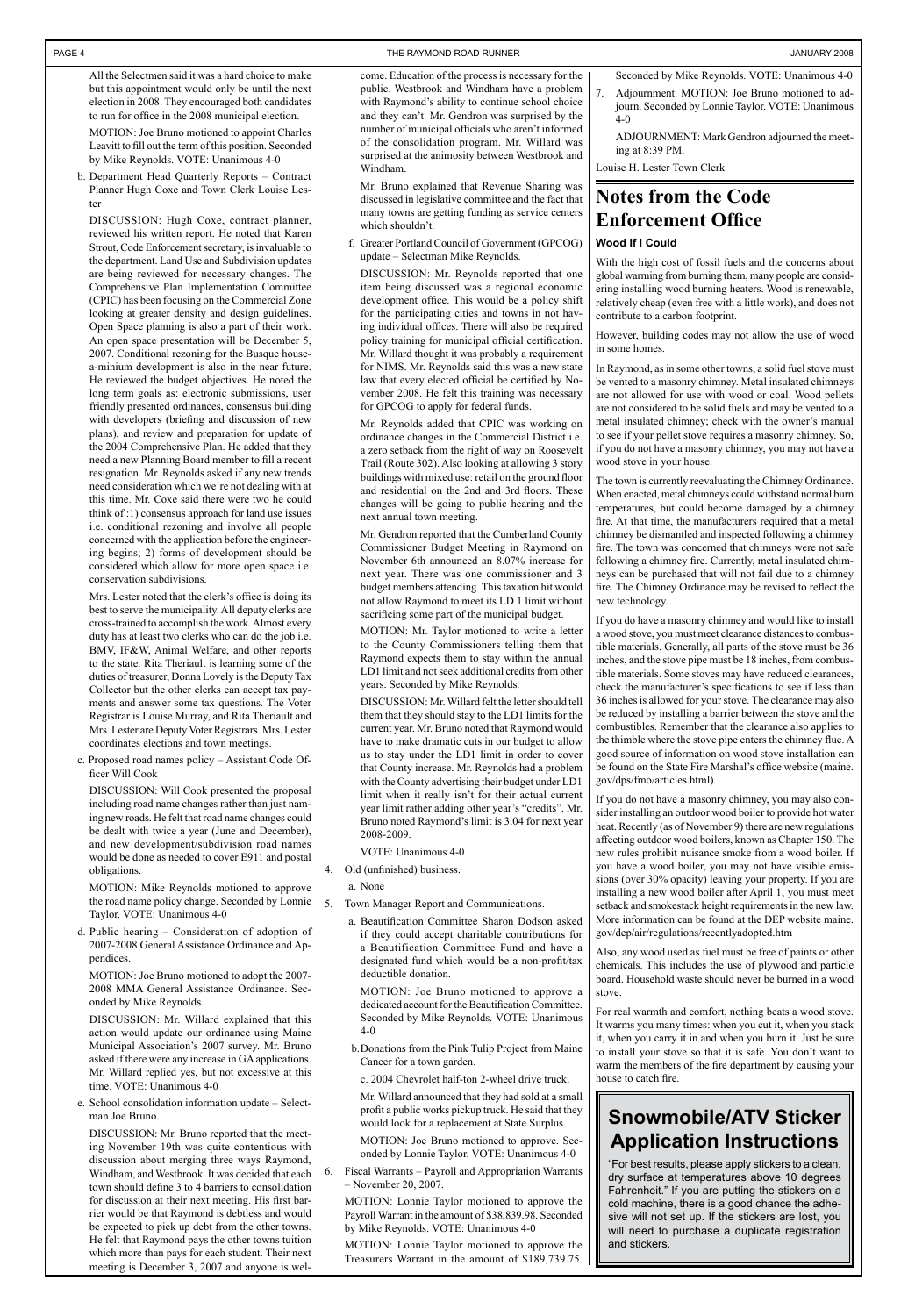All the Selectmen said it was a hard choice to make but this appointment would only be until the next election in 2008. They encouraged both candidates to run for office in the 2008 municipal election.

MOTION: Joe Bruno motioned to appoint Charles Leavitt to fill out the term of this position. Seconded by Mike Reynolds. VOTE: Unanimous 4-0

b. Department Head Quarterly Reports – Contract Planner Hugh Coxe and Town Clerk Louise Lester

DISCUSSION: Hugh Coxe, contract planner, reviewed his written report. He noted that Karen Strout, Code Enforcement secretary, is invaluable to the department. Land Use and Subdivision updates are being reviewed for necessary changes. The Comprehensive Plan Implementation Committee (CPIC) has been focusing on the Commercial Zone looking at greater density and design guidelines. Open Space planning is also a part of their work. An open space presentation will be December 5, 2007. Conditional rezoning for the Busque housea-minium development is also in the near future. He reviewed the budget objectives. He noted the long term goals as: electronic submissions, user friendly presented ordinances, consensus building with developers (briefing and discussion of new plans), and review and preparation for update of the 2004 Comprehensive Plan. He added that they need a new Planning Board member to fill a recent resignation. Mr. Reynolds asked if any new trends need consideration which we're not dealing with at this time. Mr. Coxe said there were two he could think of :1) consensus approach for land use issues i.e. conditional rezoning and involve all people concerned with the application before the engineering begins; 2) forms of development should be considered which allow for more open space i.e. conservation subdivisions.

Mrs. Lester noted that the clerk's office is doing its best to serve the municipality. All deputy clerks are cross-trained to accomplish the work. Almost every duty has at least two clerks who can do the job i.e. BMV, IF&W, Animal Welfare, and other reports to the state. Rita Theriault is learning some of the duties of treasurer, Donna Lovely is the Deputy Tax Collector but the other clerks can accept tax payments and answer some tax questions. The Voter Registrar is Louise Murray, and Rita Theriault and Mrs. Lester are Deputy Voter Registrars. Mrs. Lester coordinates elections and town meetings.

c. Proposed road names policy – Assistant Code Officer Will Cook

DISCUSSION: Will Cook presented the proposal including road name changes rather than just naming new roads. He felt that road name changes could be dealt with twice a year (June and December), and new development/subdivision road names would be done as needed to cover E911 and postal obligations.

MOTION: Mike Reynolds motioned to approve the road name policy change. Seconded by Lonnie Taylor. VOTE: Unanimous 4-0

d. Public hearing – Consideration of adoption of 2007-2008 General Assistance Ordinance and Appendices.

MOTION: Joe Bruno motioned to adopt the 2007-2008 MMA General Assistance Ordinance. Seconded by Mike Reynolds.

DISCUSSION: Mr. Willard explained that this action would update our ordinance using Maine Municipal Association's 2007 survey. Mr. Bruno asked if there were any increase in GA applications. Mr. Willard replied yes, but not excessive at this time. VOTE: Unanimous 4-0

e. School consolidation information update – Selectman Joe Bruno.

DISCUSSION: Mr. Bruno reported that the meeting November 19th was quite contentious with discussion about merging three ways Raymond, Windham, and Westbrook. It was decided that each town should define 3 to 4 barriers to consolidation for discussion at their next meeting. His first barrier would be that Raymond is debtless and would be expected to pick up debt from the other towns. He felt that Raymond pays the other towns tuition which more than pays for each student. Their next meeting is December 3, 2007 and anyone is welcome. Education of the process is necessary for the public. Westbrook and Windham have a problem with Raymond's ability to continue school choice and they can't. Mr. Gendron was surprised by the number of municipal officials who aren't informed of the consolidation program. Mr. Willard was surprised at the animosity between Westbrook and Windham.

Mr. Bruno explained that Revenue Sharing was discussed in legislative committee and the fact that many towns are getting funding as service centers which shouldn't.

f. Greater Portland Council of Government (GPCOG) update – Selectman Mike Reynolds.

DISCUSSION: Mr. Reynolds reported that one item being discussed was a regional economic development office. This would be a policy shift for the participating cities and towns in not having individual offices. There will also be required policy training for municipal official certification. Mr. Willard thought it was probably a requirement for NIMS. Mr. Reynolds said this was a new state law that every elected official be certified by November 2008. He felt this training was necessary for GPCOG to apply for federal funds.

Mr. Reynolds added that CPIC was working on ordinance changes in the Commercial District i.e. a zero setback from the right of way on Roosevelt Trail (Route 302). Also looking at allowing 3 story buildings with mixed use: retail on the ground floor and residential on the 2nd and 3rd floors. These changes will be going to public hearing and the next annual town meeting.

Mr. Gendron reported that the Cumberland County Commissioner Budget Meeting in Raymond on November 6th announced an 8.07% increase for next year. There was one commissioner and 3 budget members attending. This taxation hit would not allow Raymond to meet its LD 1 limit without sacrificing some part of the municipal budget.

MOTION: Mr. Taylor motioned to write a letter to the County Commissioners telling them that Raymond expects them to stay within the annual LD1 limit and not seek additional credits from other years. Seconded by Mike Reynolds.

DISCUSSION: Mr. Willard felt the letter should tell them that they should stay to the LD1 limits for the current year. Mr. Bruno noted that Raymond would have to make dramatic cuts in our budget to allow us to stay under the LD1 limit in order to cover that County increase. Mr. Reynolds had a problem with the County advertising their budget under LD1 limit when it really isn't for their actual current year limit rather adding other year's "credits". Mr. Bruno noted Raymond's limit is 3.04 for next year 2008-2009.

VOTE: Unanimous 4-0

4. Old (unfinished) business.

a. None

5. Town Manager Report and Communications.

a. Beautification Committee Sharon Dodson asked if they could accept charitable contributions for a Beautification Committee Fund and have a designated fund which would be a non-profit/tax deductible donation.

MOTION: Joe Bruno motioned to approve a dedicated account for the Beautification Committee. Seconded by Mike Reynolds. VOTE: Unanimous 4-0

b. Donations from the Pink Tulip Project from Maine Cancer for a town garden.

c. 2004 Chevrolet half-ton 2-wheel drive truck.

Mr. Willard announced that they had sold at a small profit a public works pickup truck. He said that they would look for a replacement at State Surplus.

MOTION: Joe Bruno motioned to approve. Seconded by Lonnie Taylor. VOTE: Unanimous 4-0

6. Fiscal Warrants – Payroll and Appropriation Warrants – November 20, 2007.

MOTION: Lonnie Taylor motioned to approve the Payroll Warrant in the amount of $38,839.98. Seconded by Mike Reynolds. VOTE: Unanimous 4-0

MOTION: Lonnie Taylor motioned to approve the Treasurers Warrant in the amount of $189,739.75. Seconded by Mike Reynolds. VOTE: Unanimous 4-0

7. Adjournment. MOTION: Joe Bruno motioned to adjourn. Seconded by Lonnie Taylor. VOTE: Unanimous 4-0

ADJOURNMENT: Mark Gendron adjourned the meeting at 8:39 PM.

Louise H. Lester Town Clerk

# Notes from the Code Enforcement Office

### Wood If I Could

With the high cost of fossil fuels and the concerns about global warming from burning them, many people are considering installing wood burning heaters. Wood is renewable, relatively cheap (even free with a little work), and does not contribute to a carbon footprint.

However, building codes may not allow the use of wood in some homes.

In Raymond, as in some other towns, a solid fuel stove must be vented to a masonry chimney. Metal insulated chimneys are not allowed for use with wood or coal. Wood pellets are not considered to be solid fuels and may be vented to a metal insulated chimney; check with the owner's manual to see if your pellet stove requires a masonry chimney. So, if you do not have a masonry chimney, you may not have a wood stove in your house.

The town is currently reevaluating the Chimney Ordinance. When enacted, metal chimneys could withstand normal burn temperatures, but could become damaged by a chimney fire. At that time, the manufacturers required that a metal chimney be dismantled and inspected following a chimney fire. The town was concerned that chimneys were not safe following a chimney fire. Currently, metal insulated chimneys can be purchased that will not fail due to a chimney fire. The Chimney Ordinance may be revised to reflect the new technology.

If you do have a masonry chimney and would like to install a wood stove, you must meet clearance distances to combustible materials. Generally, all parts of the stove must be 36 inches, and the stove pipe must be 18 inches, from combustible materials. Some stoves may have reduced clearances, check the manufacturer's specifications to see if less than 36 inches is allowed for your stove. The clearance may also be reduced by installing a barrier between the stove and the combustibles. Remember that the clearance also applies to the thimble where the stove pipe enters the chimney flue. A good source of information on wood stove installation can be found on the State Fire Marshal's office website (maine.gov/dps/fmo/articles.html).

If you do not have a masonry chimney, you may also consider installing an outdoor wood boiler to provide hot water heat. Recently (as of November 9) there are new regulations affecting outdoor wood boilers, known as Chapter 150. The new rules prohibit nuisance smoke from a wood boiler. If you have a wood boiler, you may not have visible emissions (over 30% opacity) leaving your property. If you are installing a new wood boiler after April 1, you must meet setback and smokestack height requirements in the new law. More information can be found at the DEP website maine.gov/dep/air/regulations/recentlyadopted.htm

Also, any wood used as fuel must be free of paints or other chemicals. This includes the use of plywood and particle board. Household waste should never be burned in a wood stove.

For real warmth and comfort, nothing beats a wood stove. It warms you many times: when you cut it, when you stack it, when you carry it in and when you burn it. Just be sure to install your stove so that it is safe. You don't want to warm the members of the fire department by causing your house to catch fire.

# Snowmobile/ATV Sticker Application Instructions

"For best results, please apply stickers to a clean, dry surface at temperatures above 10 degrees Fahrenheit." If you are putting the stickers on a cold machine, there is a good chance the adhesive will not set up. If the stickers are lost, you will need to purchase a duplicate registration and stickers.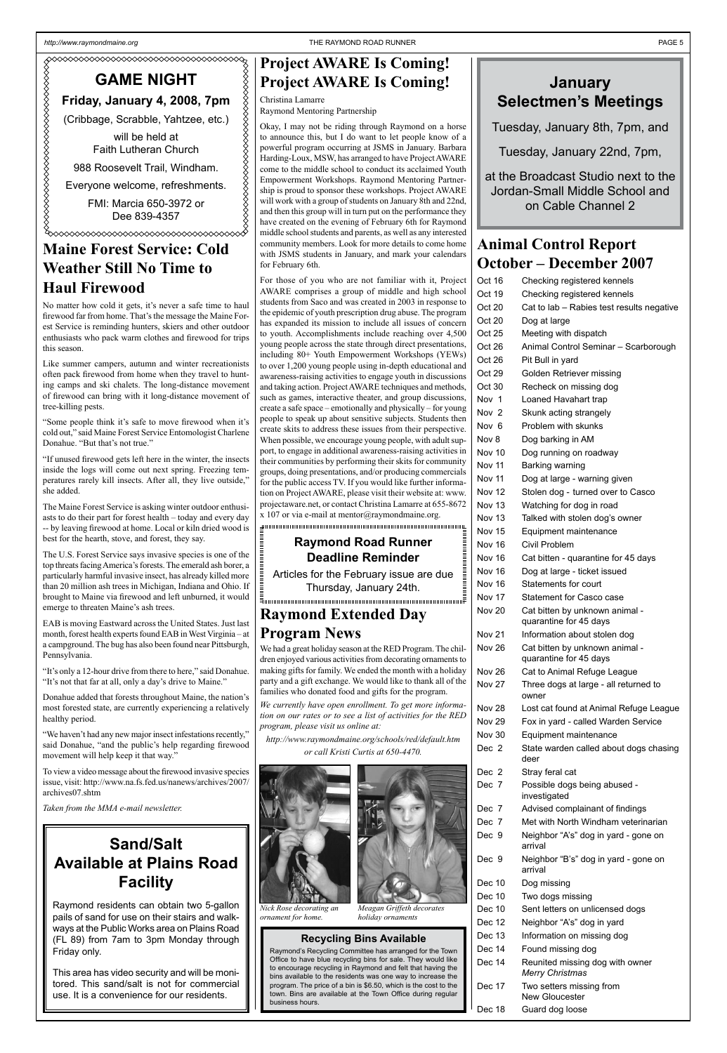## GAME NIGHT

**Friday, January 4, 2008, 7pm**

(Cribbage, Scrabble, Yahtzee, etc.)

will be held at
Faith Lutheran Church

988 Roosevelt Trail, Windham.

Everyone welcome, refreshments.

FMI: Marcia 650-3972 or
Dee 839-4357

# Maine Forest Service: Cold Weather Still No Time to Haul Firewood

No matter how cold it gets, it's never a safe time to haul firewood far from home. That's the message the Maine Forest Service is reminding hunters, skiers and other outdoor enthusiasts who pack warm clothes and firewood for trips this season.

Like summer campers, autumn and winter recreationists often pack firewood from home when they travel to hunting camps and ski chalets. The long-distance movement of firewood can bring with it long-distance movement of tree-killing pests.

"Some people think it's safe to move firewood when it's cold out," said Maine Forest Service Entomologist Charlene Donahue. "But that's not true."

"If unused firewood gets left here in the winter, the insects inside the logs will come out next spring. Freezing temperatures rarely kill insects. After all, they live outside," she added.

The Maine Forest Service is asking winter outdoor enthusiasts to do their part for forest health – today and every day -- by leaving firewood at home. Local or kiln dried wood is best for the hearth, stove, and forest, they say.

The U.S. Forest Service says invasive species is one of the top threats facing America's forests. The emerald ash borer, a particularly harmful invasive insect, has already killed more than 20 million ash trees in Michigan, Indiana and Ohio. If brought to Maine via firewood and left unburned, it could emerge to threaten Maine's ash trees.

EAB is moving Eastward across the United States. Just last month, forest health experts found EAB in West Virginia – at a campground. The bug has also been found near Pittsburgh, Pennsylvania.

"It's only a 12-hour drive from there to here," said Donahue. "It's not that far at all, only a day's drive to Maine."

Donahue added that forests throughout Maine, the nation's most forested state, are currently experiencing a relatively healthy period.

"We haven't had any new major insect infestations recently," said Donahue, "and the public's help regarding firewood movement will help keep it that way."

To view a video message about the firewood invasive species issue, visit: http://www.na.fs.fed.us/nanews/archives/2007/archives07.shtm

*Taken from the MMA e-mail newsletter.*

## Sand/Salt Available at Plains Road Facility

Raymond residents can obtain two 5-gallon pails of sand for use on their stairs and walkways at the Public Works area on Plains Road (FL 89) from 7am to 3pm Monday through Friday only.

This area has video security and will be monitored. This sand/salt is not for commercial use. It is a convenience for our residents.

# Project AWARE Is Coming! Project AWARE Is Coming!

Christina Lamarre
Raymond Mentoring Partnership

Okay, I may not be riding through Raymond on a horse to announce this, but I do want to let people know of a powerful program occurring at JSMS in January. Barbara Harding-Loux, MSW, has arranged to have Project AWARE come to the middle school to conduct its acclaimed Youth Empowerment Workshops. Raymond Mentoring Partnership is proud to sponsor these workshops. Project AWARE will work with a group of students on January 8th and 22nd, and then this group will in turn put on the performance they have created on the evening of February 6th for Raymond middle school students and parents, as well as any interested community members. Look for more details to come home with JSMS students in January, and mark your calendars for February 6th.

For those of you who are not familiar with it, Project AWARE comprises a group of middle and high school students from Saco and was created in 2003 in response to the epidemic of youth prescription drug abuse. The program has expanded its mission to include all issues of concern to youth. Accomplishments include reaching over 4,500 young people across the state through direct presentations, including 80+ Youth Empowerment Workshops (YEWs) to over 1,200 young people using in-depth educational and awareness-raising activities to engage youth in discussions and taking action. Project AWARE techniques and methods, such as games, interactive theater, and group discussions, create a safe space – emotionally and physically – for young people to speak up about sensitive subjects. Students then create skits to address these issues from their perspective. When possible, we encourage young people, with adult support, to engage in additional awareness-raising activities in their communities by performing their skits for community groups, doing presentations, and/or producing commercials for the public access TV. If you would like further information on Project AWARE, please visit their website at: www.projectaware.net, or contact Christina Lamarre at 655-8672 x 107 or via e-mail at mentor@raymondmaine.org.

### Raymond Road Runner Deadline Reminder

Articles for the February issue are due Thursday, January 24th.

# Raymond Extended Day Program News

We had a great holiday season at the RED Program. The children enjoyed various activities from decorating ornaments to making gifts for family. We ended the month with a holiday party and a gift exchange. We would like to thank all of the families who donated food and gifts for the program.

*We currently have open enrollment. To get more information on our rates or to see a list of activities for the RED program, please visit us online at:*

*http://www.raymondmaine.org/schools/red/default.htm or call Kristi Curtis at 650-4470.*

*Nick Rose decorating an ornament for home.*

*Meagan Griffeth decorates holiday ornaments*

### Recycling Bins Available

Raymond's Recycling Committee has arranged for the Town Office to have blue recycling bins for sale. They would like to encourage recycling in Raymond and felt that having the bins available to the residents was one way to increase the program. The price of a bin is $6.50, which is the cost to the town. Bins are available at the Town Office during regular business hours.

## January Selectmen's Meetings

Tuesday, January 8th, 7pm, and

Tuesday, January 22nd, 7pm,

at the Broadcast Studio next to the Jordan-Small Middle School and on Cable Channel 2

# Animal Control Report October – December 2007

| Date | Activity |
|---|---|
| Oct 16 | Checking registered kennels |
| Oct 19 | Checking registered kennels |
| Oct 20 | Cat to lab – Rabies test results negative |
| Oct 20 | Dog at large |
| Oct 25 | Meeting with dispatch |
| Oct 26 | Animal Control Seminar – Scarborough |
| Oct 26 | Pit Bull in yard |
| Oct 29 | Golden Retriever missing |
| Oct 30 | Recheck on missing dog |
| Nov 1 | Loaned Havahart trap |
| Nov 2 | Skunk acting strangely |
| Nov 6 | Problem with skunks |
| Nov 8 | Dog barking in AM |
| Nov 10 | Dog running on roadway |
| Nov 11 | Barking warning |
| Nov 11 | Dog at large - warning given |
| Nov 12 | Stolen dog - turned over to Casco |
| Nov 13 | Watching for dog in road |
| Nov 13 | Talked with stolen dog's owner |
| Nov 15 | Equipment maintenance |
| Nov 16 | Civil Problem |
| Nov 16 | Cat bitten - quarantine for 45 days |
| Nov 16 | Dog at large - ticket issued |
| Nov 16 | Statements for court |
| Nov 17 | Statement for Casco case |
| Nov 20 | Cat bitten by unknown animal - quarantine for 45 days |
| Nov 21 | Information about stolen dog |
| Nov 26 | Cat bitten by unknown animal - quarantine for 45 days |
| Nov 26 | Cat to Animal Refuge League |
| Nov 27 | Three dogs at large - all returned to owner |
| Nov 28 | Lost cat found at Animal Refuge League |
| Nov 29 | Fox in yard - called Warden Service |
| Nov 30 | Equipment maintenance |
| Dec 2 | State warden called about dogs chasing deer |
| Dec 2 | Stray feral cat |
| Dec 7 | Possible dogs being abused - investigated |
| Dec 7 | Advised complainant of findings |
| Dec 7 | Met with North Windham veterinarian |
| Dec 9 | Neighbor "A's" dog in yard - gone on arrival |
| Dec 9 | Neighbor "B's" dog in yard - gone on arrival |
| Dec 10 | Dog missing |
| Dec 10 | Two dogs missing |
| Dec 10 | Sent letters on unlicensed dogs |
| Dec 12 | Neighbor "A's" dog in yard |
| Dec 13 | Information on missing dog |
| Dec 14 | Found missing dog |
| Dec 14 | Reunited missing dog with owner *Merry Christmas* |
| Dec 17 | Two setters missing from New Gloucester |
| Dec 18 | Guard dog loose |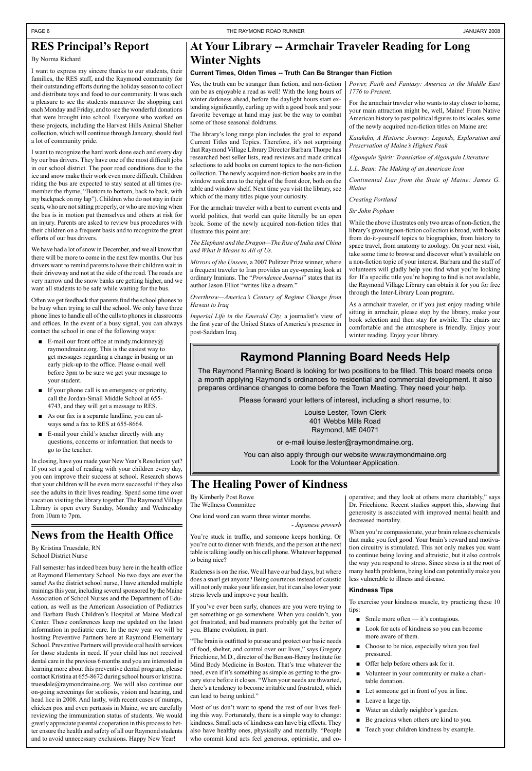## RES Principal's Report

By Norma Richard

I want to express my sincere thanks to our students, their families, the RES staff, and the Raymond community for their outstanding efforts during the holiday season to collect and distribute toys and food to our community. It was such a pleasure to see the students maneuver the shopping cart each Monday and Friday, and to see the wonderful donations that were brought into school. Everyone who worked on these projects, including the Harvest Hills Animal Shelter collection, which will continue through January, should feel a lot of community pride.

I want to recognize the hard work done each and every day by our bus drivers. They have one of the most difficult jobs in our school district. The poor road conditions due to the ice and snow make their work even more difficult. Children riding the bus are expected to stay seated at all times (remember the rhyme, "Bottom to bottom, back to back, with my backpack on my lap"). Children who do not stay in their seats, who are not sitting properly, or who are moving when the bus is in motion put themselves and others at risk for an injury. Parents are asked to review bus procedures with their children on a frequent basis and to recognize the great efforts of our bus drivers.

We have had a lot of snow in December, and we all know that there will be more to come in the next few months. Our bus drivers want to remind parents to have their children wait in their driveway and not at the side of the road. The roads are very narrow and the snow banks are getting higher, and we want all students to be safe while waiting for the bus.

Often we get feedback that parents find the school phones to be busy when trying to call the school. We only have three phone lines to handle all of the calls to phones in classrooms and offices. In the event of a busy signal, you can always contact the school in one of the following ways:

- E-mail our front office at mindy.mckinney@raymondmaine.org. This is the easiest way to get messages regarding a change in busing or an early pick-up to the office. Please e-mail well before 3pm to be sure we get your message to your student.
- If your phone call is an emergency or priority, call the Jordan-Small Middle School at 655-4743, and they will get a message to RES.
- As our fax is a separate landline, you can always send a fax to RES at 655-8664.
- E-mail your child's teacher directly with any questions, concerns or information that needs to go to the teacher.

In closing, have you made your New Year's Resolution yet? If you set a goal of reading with your children every day, you can improve their success at school. Research shows that your children will be even more successful if they also see the adults in their lives reading. Spend some time over vacation visiting the library together. The Raymond Village Library is open every Sunday, Monday and Wednesday from 10am to 7pm.

## News from the Health Office

By Kristina Truesdale, RN
School District Nurse

Fall semester has indeed been busy here in the health office at Raymond Elementary School. No two days are ever the same! As the district school nurse, I have attended multiple trainings this year, including several sponsored by the Maine Association of School Nurses and the Department of Education, as well as the American Association of Pediatrics and Barbara Bush Children's Hospital at Maine Medical Center. These conferences keep me updated on the latest information in pediatric care. In the new year we will be hosting Preventive Partners here at Raymond Elementary School. Preventive Partners will provide oral health services for those students in need. If your child has not received dental care in the previous 6 months and you are interested in learning more about this preventive dental program, please contact Kristina at 655-8672 during school hours or kristina.truesdale@raymondmaine.org. We will also continue our on-going screenings for scoliosis, vision and hearing, and head lice in 2008. And lastly, with recent cases of mumps, chicken pox and even pertussis in Maine, we are carefully reviewing the immunization status of students. We would greatly appreciate parental cooperation in this process to better ensure the health and safety of all our Raymond students and to avoid unnecessary exclusions. Happy New Year!

## At Your Library -- Armchair Traveler Reading for Long Winter Nights

### Current Times, Olden Times -- Truth Can Be Stranger than Fiction

Yes, the truth can be stranger than fiction, and non-fiction can be as enjoyable a read as well! With the long hours of winter darkness ahead, before the daylight hours start extending significantly, curling up with a good book and your favorite beverage at hand may just be the way to combat some of those seasonal doldrums.

The library's long range plan includes the goal to expand Current Titles and Topics. Therefore, it's not surprising that Raymond Village Library Director Barbara Thorpe has researched best seller lists, read reviews and made critical selections to add books on current topics to the non-fiction collection. The newly acquired non-fiction books are in the window nook area to the right of the front door, both on the table and window shelf. Next time you visit the library, see which of the many titles pique your curiosity.

For the armchair traveler with a bent to current events and world politics, that world can quite literally be an open book. Some of the newly acquired non-fiction titles that illustrate this point are:

*The Elephant and the Dragon—The Rise of India and China and What It Means to All of Us.*

*Mirrors of the Unseen,* a 2007 Pulitzer Prize winner, where a frequent traveler to Iran provides an eye-opening look at ordinary Iranians. The "*Providence Journal*" states that its author Jason Elliot "writes like a dream."

*Overthrow—America's Century of Regime Change from Hawaii to Iraq*

*Imperial Life in the Emerald City,* a journalist's view of the first year of the United States of America's presence in post-Saddam Iraq.

*Power, Faith and Fantasy: America in the Middle East 1776 to Present.*

For the armchair traveler who wants to stay closer to home, your main attraction might be, well, Maine! From Native American history to past political figures to its locales, some of the newly acquired non-fiction titles on Maine are:

*Katahdin, A Historic Journey: Legends, Exploration and Preservation of Maine's Highest Peak*

*Algonquin Spirit: Translation of Algonquin Literature*

*L.L. Bean: The Making of an American Icon*

*Continental Liar from the State of Maine: James G. Blaine*

*Creating Portland*

*Sir John Popham*

While the above illustrates only two areas of non-fiction, the library's growing non-fiction collection is broad, with books from do-it-yourself topics to biographies, from history to space travel, from anatomy to zoology. On your next visit, take some time to browse and discover what's available on a non-fiction topic of your interest. Barbara and the staff of volunteers will gladly help you find what you're looking for. If a specific title you're hoping to find is not available, the Raymond Village Library can obtain it for you for free through the Inter-Library Loan program.

As a armchair traveler, or if you just enjoy reading while sitting in armchair, please stop by the library, make your book selection and then stay for awhile. The chairs are comfortable and the atmosphere is friendly. Enjoy your winter reading. Enjoy your library.

## Raymond Planning Board Needs Help

The Raymond Planning Board is looking for two positions to be filled. This board meets once a month applying Raymond's ordinances to residential and commercial development. It also prepares ordinance changes to come before the Town Meeting. They need your help.

Please forward your letters of interest, including a short resume, to:

Louise Lester, Town Clerk
401 Webbs Mills Road
Raymond, ME 04071

or e-mail louise.lester@raymondmaine.org.

You can also apply through our website www.raymondmaine.org
Look for the Volunteer Application.

## The Healing Power of Kindness

By Kimberly Post Rowe
The Wellness Committee

One kind word can warm three winter months.

*- Japanese proverb*

You're stuck in traffic, and someone keeps honking. Or you're out to dinner with friends, and the person at the next table is talking loudly on his cell phone. Whatever happened to being nice?

Rudeness is on the rise. We all have our bad days, but where does a snarl get anyone? Being courteous instead of caustic will not only make your life easier, but it can also lower your stress levels and improve your health.

If you've ever been surly, chances are you were trying to get something or go somewhere. When you couldn't, you got frustrated, and bad manners probably got the better of you. Blame evolution, in part.

"The brain is outfitted to pursue and protect our basic needs of food, shelter, and control over our lives," says Gregory Fricchione, M.D., director of the Benson-Henry Institute for Mind Body Medicine in Boston. That's true whatever the need, even if it's something as simple as getting to the grocery store before it closes. "When your needs are thwarted, there's a tendency to become irritable and frustrated, which can lead to being unkind."

Most of us don't want to spend the rest of our lives feeling this way. Fortunately, there is a simple way to change: kindness. Small acts of kindness can have big effects. They also have healthy ones, physically and mentally. "People who commit kind acts feel generous, optimistic, and cooperative; and they look at others more charitably," says Dr. Fricchione. Recent studies support this, showing that generosity is associated with improved mental health and decreased mortality.

When you're compassionate, your brain releases chemicals that make you feel good. Your brain's reward and motivation circuitry is stimulated. This not only makes you want to continue being loving and altruistic, but it also controls the way you respond to stress. Since stress is at the root of many health problems, being kind can potentially make you less vulnerable to illness and disease.

### Kindness Tips

To exercise your kindness muscle, try practicing these 10 tips:

- Smile more often — it's contagious.
- Look for acts of kindness so you can become more aware of them.
- Choose to be nice, especially when you feel pressured.
- Offer help before others ask for it.
- Volunteer in your community or make a charitable donation.
- Let someone get in front of you in line.
- Leave a large tip.
- Water an elderly neighbor's garden.
- Be gracious when others are kind to you.
- Teach your children kindness by example.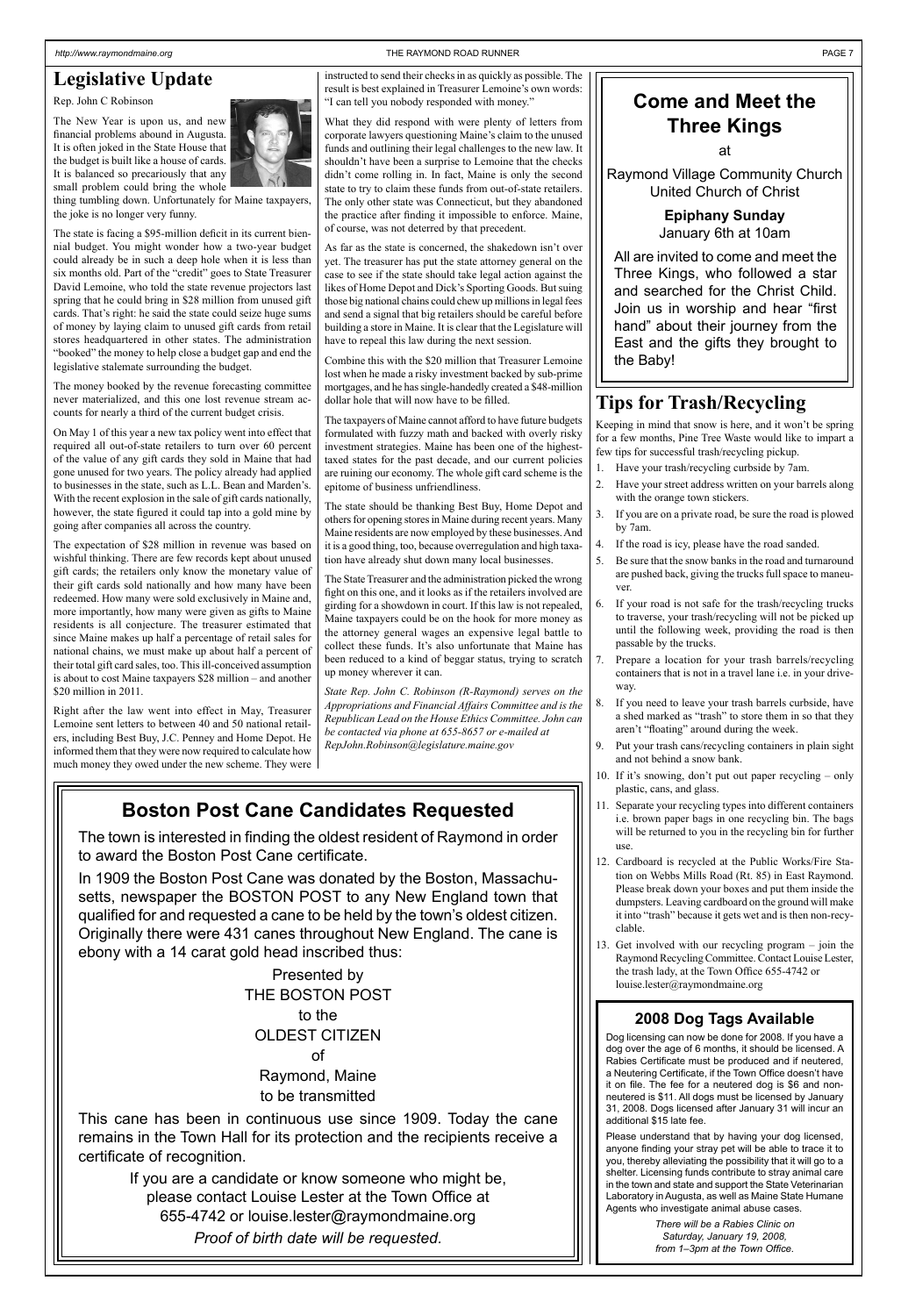## Legislative Update

Rep. John C Robinson

The New Year is upon us, and new financial problems abound in Augusta. It is often joked in the State House that the budget is built like a house of cards. It is balanced so precariously that any small problem could bring the whole thing tumbling down. Unfortunately for Maine taxpayers, the joke is no longer very funny.

The state is facing a $95-million deficit in its current biennial budget. You might wonder how a two-year budget could already be in such a deep hole when it is less than six months old. Part of the "credit" goes to State Treasurer David Lemoine, who told the state revenue projectors last spring that he could bring in $28 million from unused gift cards. That's right: he said the state could seize huge sums of money by laying claim to unused gift cards from retail stores headquartered in other states. The administration "booked" the money to help close a budget gap and end the legislative stalemate surrounding the budget.

The money booked by the revenue forecasting committee never materialized, and this one lost revenue stream accounts for nearly a third of the current budget crisis.

On May 1 of this year a new tax policy went into effect that required all out-of-state retailers to turn over 60 percent of the value of any gift cards they sold in Maine that had gone unused for two years. The policy already had applied to businesses in the state, such as L.L. Bean and Marden's. With the recent explosion in the sale of gift cards nationally, however, the state figured it could tap into a gold mine by going after companies all across the country.

The expectation of $28 million in revenue was based on wishful thinking. There are few records kept about unused gift cards; the retailers only know the monetary value of their gift cards sold nationally and how many have been redeemed. How many were sold exclusively in Maine and, more importantly, how many were given as gifts to Maine residents is all conjecture. The treasurer estimated that since Maine makes up half a percentage of retail sales for national chains, we must make up about half a percent of their total gift card sales, too. This ill-conceived assumption is about to cost Maine taxpayers $28 million – and another $20 million in 2011.

Right after the law went into effect in May, Treasurer Lemoine sent letters to between 40 and 50 national retailers, including Best Buy, J.C. Penney and Home Depot. He informed them that they were now required to calculate how much money they owed under the new scheme. They were instructed to send their checks in as quickly as possible. The result is best explained in Treasurer Lemoine's own words: "I can tell you nobody responded with money."

What they did respond with were plenty of letters from corporate lawyers questioning Maine's claim to the unused funds and outlining their legal challenges to the new law. It shouldn't have been a surprise to Lemoine that the checks didn't come rolling in. In fact, Maine is only the second state to try to claim these funds from out-of-state retailers. The only other state was Connecticut, but they abandoned the practice after finding it impossible to enforce. Maine, of course, was not deterred by that precedent.

As far as the state is concerned, the shakedown isn't over yet. The treasurer has put the state attorney general on the case to see if the state should take legal action against the likes of Home Depot and Dick's Sporting Goods. But suing those big national chains could chew up millions in legal fees and send a signal that big retailers should be careful before building a store in Maine. It is clear that the Legislature will have to repeal this law during the next session.

Combine this with the $20 million that Treasurer Lemoine lost when he made a risky investment backed by sub-prime mortgages, and he has single-handedly created a $48-million dollar hole that will now have to be filled.

The taxpayers of Maine cannot afford to have future budgets formulated with fuzzy math and backed with overly risky investment strategies. Maine has been one of the highest-taxed states for the past decade, and our current policies are ruining our economy. The whole gift card scheme is the epitome of business unfriendliness.

The state should be thanking Best Buy, Home Depot and others for opening stores in Maine during recent years. Many Maine residents are now employed by these businesses. And it is a good thing, too, because overregulation and high taxation have already shut down many local businesses.

The State Treasurer and the administration picked the wrong fight on this one, and it looks as if the retailers involved are girding for a showdown in court. If this law is not repealed, Maine taxpayers could be on the hook for more money as the attorney general wages an expensive legal battle to collect these funds. It's also unfortunate that Maine has been reduced to a kind of beggar status, trying to scratch up money wherever it can.

*State Rep. John C. Robinson (R-Raymond) serves on the Appropriations and Financial Affairs Committee and is the Republican Lead on the House Ethics Committee. John can be contacted via phone at 655-8657 or e-mailed at RepJohn.Robinson@legislature.maine.gov*

## Come and Meet the Three Kings

at

Raymond Village Community Church
United Church of Christ

**Epiphany Sunday**
January 6th at 10am

All are invited to come and meet the Three Kings, who followed a star and searched for the Christ Child. Join us in worship and hear "first hand" about their journey from the East and the gifts they brought to the Baby!

## Tips for Trash/Recycling

Keeping in mind that snow is here, and it won't be spring for a few months, Pine Tree Waste would like to impart a few tips for successful trash/recycling pickup.

1. Have your trash/recycling curbside by 7am.
2. Have your street address written on your barrels along with the orange town stickers.
3. If you are on a private road, be sure the road is plowed by 7am.
4. If the road is icy, please have the road sanded.
5. Be sure that the snow banks in the road and turnaround are pushed back, giving the trucks full space to maneuver.
6. If your road is not safe for the trash/recycling trucks to traverse, your trash/recycling will not be picked up until the following week, providing the road is then passable by the trucks.
7. Prepare a location for your trash barrels/recycling containers that is not in a travel lane i.e. in your driveway.
8. If you need to leave your trash barrels curbside, have a shed marked as "trash" to store them in so that they aren't "floating" around during the week.
9. Put your trash cans/recycling containers in plain sight and not behind a snow bank.
10. If it's snowing, don't put out paper recycling – only plastic, cans, and glass.
11. Separate your recycling types into different containers i.e. brown paper bags in one recycling bin. The bags will be returned to you in the recycling bin for further use.
12. Cardboard is recycled at the Public Works/Fire Station on Webbs Mills Road (Rt. 85) in East Raymond. Please break down your boxes and put them inside the dumpsters. Leaving cardboard on the ground will make it into "trash" because it gets wet and is then non-recyclable.
13. Get involved with our recycling program – join the Raymond Recycling Committee. Contact Louise Lester, the trash lady, at the Town Office 655-4742 or louise.lester@raymondmaine.org

## Boston Post Cane Candidates Requested

The town is interested in finding the oldest resident of Raymond in order to award the Boston Post Cane certificate.

In 1909 the Boston Post Cane was donated by the Boston, Massachusetts, newspaper the BOSTON POST to any New England town that qualified for and requested a cane to be held by the town's oldest citizen. Originally there were 431 canes throughout New England. The cane is ebony with a 14 carat gold head inscribed thus:

Presented by
THE BOSTON POST
to the
OLDEST CITIZEN
of
Raymond, Maine
to be transmitted

This cane has been in continuous use since 1909. Today the cane remains in the Town Hall for its protection and the recipients receive a certificate of recognition.

If you are a candidate or know someone who might be, please contact Louise Lester at the Town Office at 655-4742 or louise.lester@raymondmaine.org

*Proof of birth date will be requested.*

### 2008 Dog Tags Available

Dog licensing can now be done for 2008. If you have a dog over the age of 6 months, it should be licensed. A Rabies Certificate must be produced and if neutered, a Neutering Certificate, if the Town Office doesn't have it on file. The fee for a neutered dog is $6 and non-neutered is $11. All dogs must be licensed by January 31, 2008. Dogs licensed after January 31 will incur an additional $15 late fee.

Please understand that by having your dog licensed, anyone finding your stray pet will be able to trace it to you, thereby alleviating the possibility that it will go to a shelter. Licensing funds contribute to stray animal care in the town and state and support the State Veterinarian Laboratory in Augusta, as well as Maine State Humane Agents who investigate animal abuse cases.

*There will be a Rabies Clinic on Saturday, January 19, 2008, from 1–3pm at the Town Office.*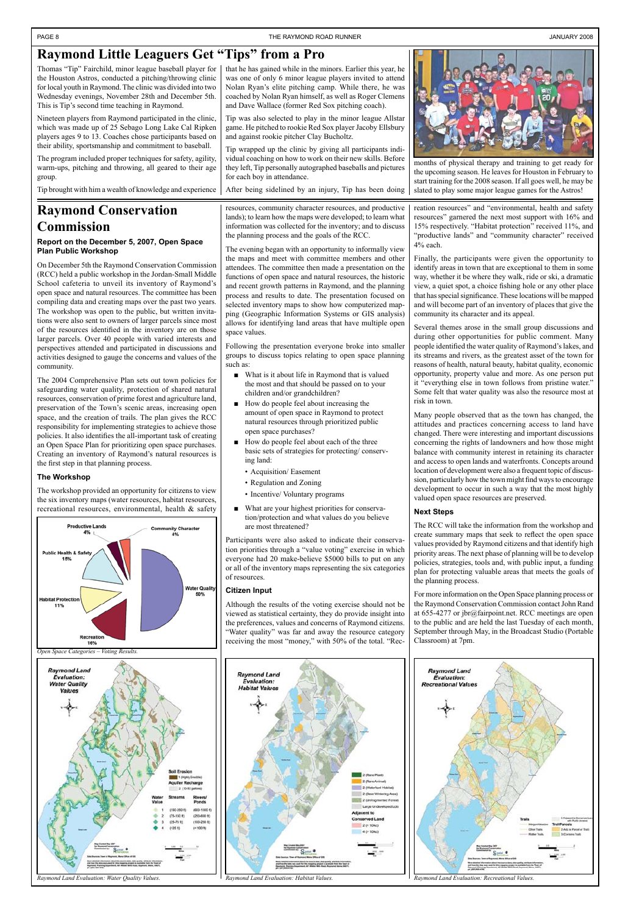# Raymond Little Leaguers Get "Tips" from a Pro

Thomas "Tip" Fairchild, minor league baseball player for the Houston Astros, conducted a pitching/throwing clinic for local youth in Raymond. The clinic was divided into two Wednesday evenings, November 28th and December 5th. This is Tip's second time teaching in Raymond.

Nineteen players from Raymond participated in the clinic, which was made up of 25 Sebago Long Lake Cal Ripken players ages 9 to 13. Coaches chose participants based on their ability, sportsmanship and commitment to baseball.

The program included proper techniques for safety, agility, warm-ups, pitching and throwing, all geared to their age group.

Tip brought with him a wealth of knowledge and experience that he has gained while in the minors. Earlier this year, he was one of only 6 minor league players invited to attend Nolan Ryan's elite pitching camp. While there, he was coached by Nolan Ryan himself, as well as Roger Clemens and Dave Wallace (former Red Sox pitching coach).

Tip was also selected to play in the minor league Allstar game. He pitched to rookie Red Sox player Jacoby Ellsbury and against rookie pitcher Clay Bucholtz.

Tip wrapped up the clinic by giving all participants individual coaching on how to work on their new skills. Before they left, Tip personally autographed baseballs and pictures for each boy in attendance.

After being sidelined by an injury, Tip has been doing months of physical therapy and training to get ready for the upcoming season. He leaves for Houston in February to start training for the 2008 season. If all goes well, he may be slated to play some major league games for the Astros!

# Raymond Conservation Commission

### Report on the December 5, 2007, Open Space Plan Public Workshop

On December 5th the Raymond Conservation Commission (RCC) held a public workshop in the Jordan-Small Middle School cafeteria to unveil its inventory of Raymond's open space and natural resources. The committee has been compiling data and creating maps over the past two years. The workshop was open to the public, but written invitations were also sent to owners of larger parcels since most of the resources identified in the inventory are on those larger parcels. Over 40 people with varied interests and perspectives attended and participated in discussions and activities designed to gauge the concerns and values of the community.

The 2004 Comprehensive Plan sets out town policies for safeguarding water quality, protection of shared natural resources, conservation of prime forest and agriculture land, preservation of the Town's scenic areas, increasing open space, and the creation of trails. The plan gives the RCC responsibility for implementing strategies to achieve those policies. It also identifies the all-important task of creating an Open Space Plan for prioritizing open space purchases. Creating an inventory of Raymond's natural resources is the first step in that planning process.

### The Workshop

The workshop provided an opportunity for citizens to view the six inventory maps (water resources, habitat resources, recreational resources, environmental, health & safety resources, community character resources, and productive lands); to learn how the maps were developed; to learn what information was collected for the inventory; and to discuss the planning process and the goals of the RCC.

The evening began with an opportunity to informally view the maps and meet with committee members and other attendees. The committee then made a presentation on the functions of open space and natural resources, the historic and recent growth patterns in Raymond, and the planning process and results to date. The presentation focused on selected inventory maps to show how computerized mapping (Geographic Information Systems or GIS analysis) allows for identifying land areas that have multiple open space values.

Following the presentation everyone broke into smaller groups to discuss topics relating to open space planning such as:

- What is it about life in Raymond that is valued the most and that should be passed on to your children and/or grandchildren?
- How do people feel about increasing the amount of open space in Raymond to protect natural resources through prioritized public open space purchases?
- How do people feel about each of the three basic sets of strategies for protecting/ conserving land:
  - Acquisition/ Easement
  - Regulation and Zoning
  - Incentive/ Voluntary programs
- What are your highest priorities for conservation/protection and what values do you believe are most threatened?

Participants were also asked to indicate their conservation priorities through a "value voting" exercise in which everyone had 20 make-believe $5000 bills to put on any or all of the inventory maps representing the six categories of resources.

### Citizen Input

Although the results of the voting exercise should not be viewed as statistical certainty, they do provide insight into the preferences, values and concerns of Raymond citizens. "Water quality" was far and away the resource category receiving the most "money," with 50% of the total. "Recreation resources" and "environmental, health and safety resources" garnered the next most support with 16% and 15% respectively. "Habitat protection" received 11%, and "productive lands" and "community character" received 4% each.

Finally, the participants were given the opportunity to identify areas in town that are exceptional to them in some way, whether it be where they walk, ride or ski, a dramatic view, a quiet spot, a choice fishing hole or any other place that has special significance. These locations will be mapped and will become part of an inventory of places that give the community its character and its appeal.

Several themes arose in the small group discussions and during other opportunities for public comment. Many people identified the water quality of Raymond's lakes, and its streams and rivers, as the greatest asset of the town for reasons of health, natural beauty, habitat quality, economic opportunity, property value and more. As one person put it "everything else in town follows from pristine water." Some felt that water quality was also the resource most at risk in town.

Many people observed that as the town has changed, the attitudes and practices concerning access to land have changed. There were interesting and important discussions concerning the rights of landowners and how those might balance with community interest in retaining its character and access to open lands and waterfronts. Concepts around location of development were also a frequent topic of discussion, particularly how the town might find ways to encourage development to occur in such a way that the most highly valued open space resources are preserved.

### Next Steps

The RCC will take the information from the workshop and create summary maps that seek to reflect the open space values provided by Raymond citizens and that identify high priority areas. The next phase of planning will be to develop policies, strategies, tools and, with public input, a funding plan for protecting valuable areas that meets the goals of the planning process.

For more information on the Open Space planning process or the Raymond Conservation Commission contact John Rand at 655-4277 or jbr@fairpoint.net. RCC meetings are open to the public and are held the last Tuesday of each month, September through May, in the Broadcast Studio (Portable Classroom) at 7pm.

Productive Lands 4%
Community Character 4%
Public Health & Safety 15%
Water Quality 50%
Habitat Protection 11%
Recreation 16%

*Open Space Categories – Voting Results.*

*Raymond Land Evaluation: Water Quality Values.*

*Raymond Land Evaluation: Habitat Values.*

*Raymond Land Evaluation: Recreational Values.*